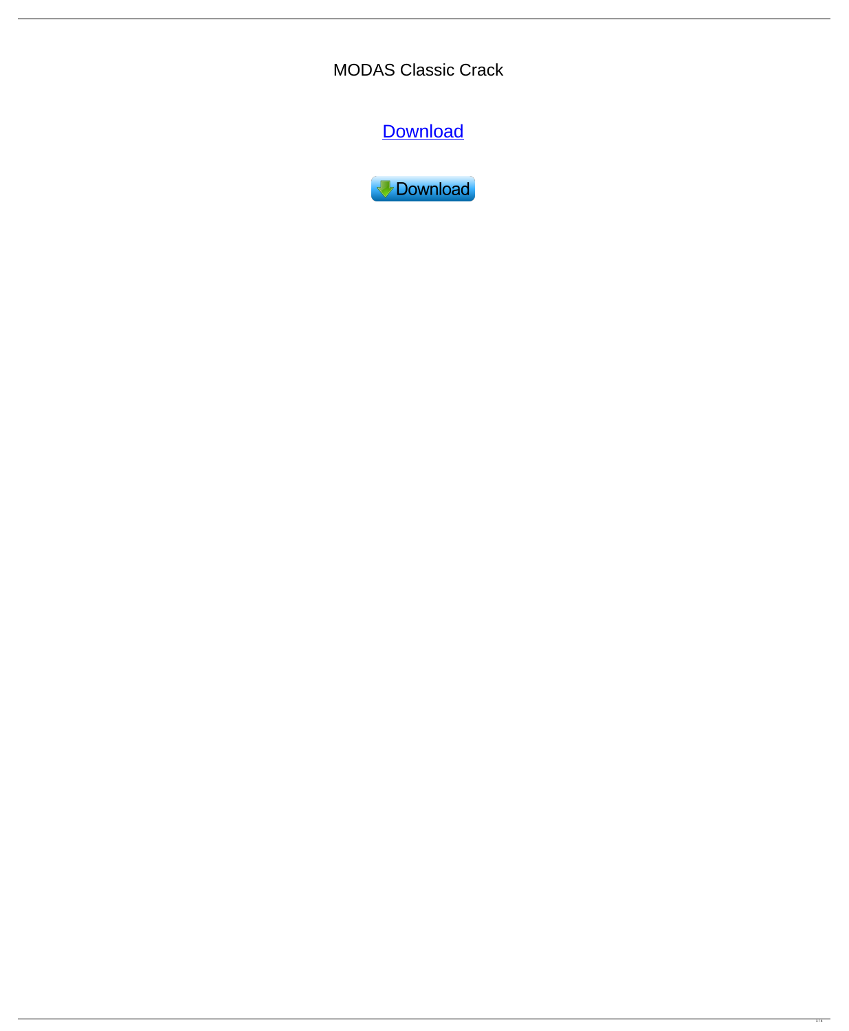MODAS Classic Crack

Download

Download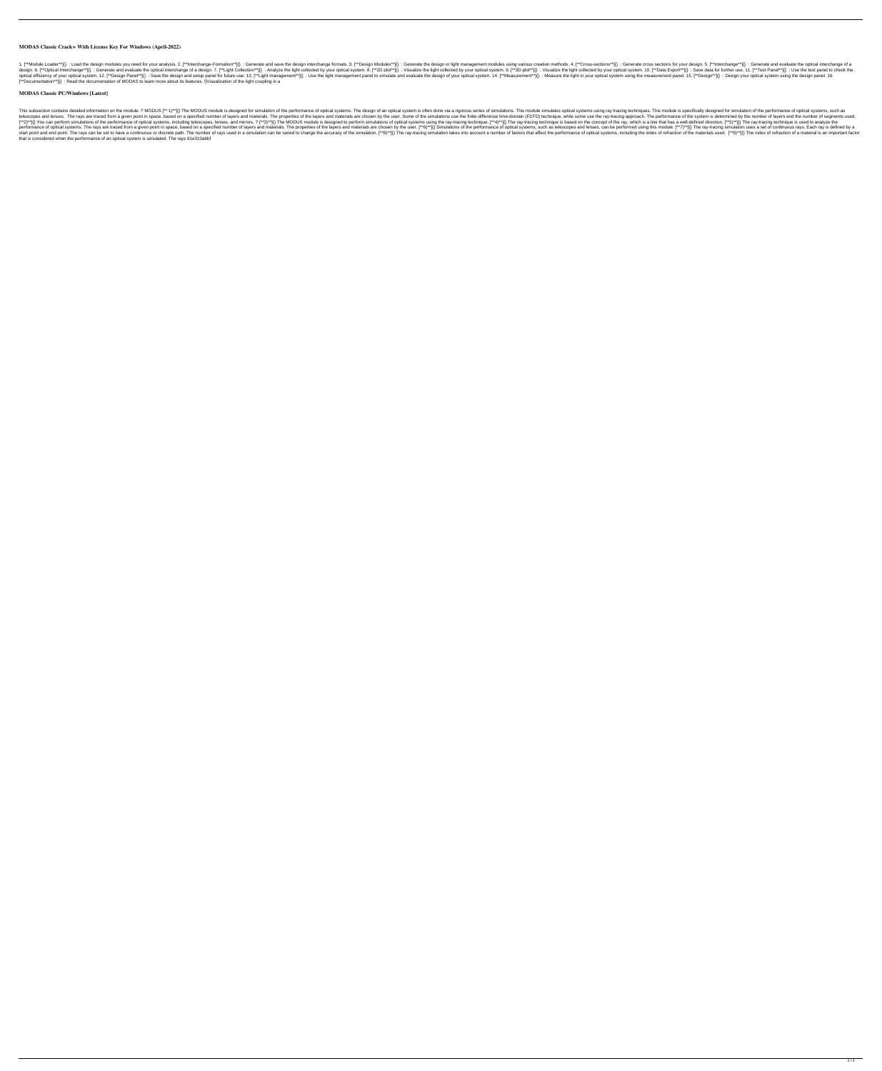## MODAS Classic Crack+ With License Key For Windows (April-2022)

1. [**Module Loader**][] : Load the design modules you need for your analysis. 2. [**Interchange-Formation**][] : Generate and save the design interchange formats. 3. [**Design Modules**][] : Generate the design or light management modules using various creation methods. 4. [**Cross-sections**][] : Generate cross sections for your design. 5. [**Interchange**][] : Generate and evaluate the optical interchange of a design. 6. [**Optical Interchange**][] : Generate and evaluate the optical interchange of a design. 7. [**Light Collection**][] : Analyze the light collected by your optical system. 8. [**2D plot**][] : Visualize the light collected by your optical system. 9. [**3D plot**][] : Visualize the light collected by your optical system. 10. [**Data Export**][] : Save data for further use. 11. [**Test Panel**][] : Use the test panel to check the optical efficiency of your optical system. 12. [**Design Panel**][] : Save the design and setup panel for future use. 13. [**Light management**][] : Use the light management panel to simulate and evaluate the design of your optical system. 14. [**Measurement**][] : Measure the light in your optical system using the measurement panel. 15. [**Design**][] : Design your optical system using the design panel. 16. [**Documentation**][] : Read the documentation of MODAS to learn more about its features. ![Visualization of the light coupling in a

## MODAS Classic PC/Windows [Latest]

This subsection contains detailed information on the module. ? MODUS [** 1)**][] The MODUS module is designed for simulation of the performance of optical systems. The design of an optical system is often done via a rigorous series of simulations. This module simulates optical systems using ray tracing techniques. This module is specifically designed for simulation of the performance of optical systems, such as telescopes and lenses. The rays are traced from a given point in space, based on a specified number of layers and materials. The properties of the layers and materials are chosen by the user. Some of the simulations use the finite-difference time-domain (FDTD) technique, while some use the ray-tracing approach. The performance of the system is determined by the number of layers and the number of segments used. [**2)**][] You can perform simulations of the performance of optical systems, including telescopes, lenses, and mirrors. ? [**3)**][] The MODUS module is designed to perform simulations of optical systems using the ray-tracing technique. [**4)**][] The ray-tracing technique is based on the concept of the ray, which is a line that has a well-defined direction. [**5)**][] The ray-tracing technique is used to analyze the performance of optical systems. The rays are traced from a given point in space, based on a specified number of layers and materials. The properties of the layers and materials are chosen by the user. [**6)**][] Simulations of the performance of optical systems, such as telescopes and lenses, can be performed using this module. [**7)**][] The ray-tracing simulation uses a set of continuous rays. Each ray is defined by a start point and end point. The rays can be set to have a continuous or discrete path. The number of rays used in a simulation can be varied to change the accuracy of the simulation. [**8)**][] The ray-tracing simulation takes into account a number of factors that affect the performance of optical systems, including the index of refraction of the materials used. [**9)**][] The index of refraction of a material is an important factor that is considered when the performance of an optical system is simulated. The rays 81e310abbf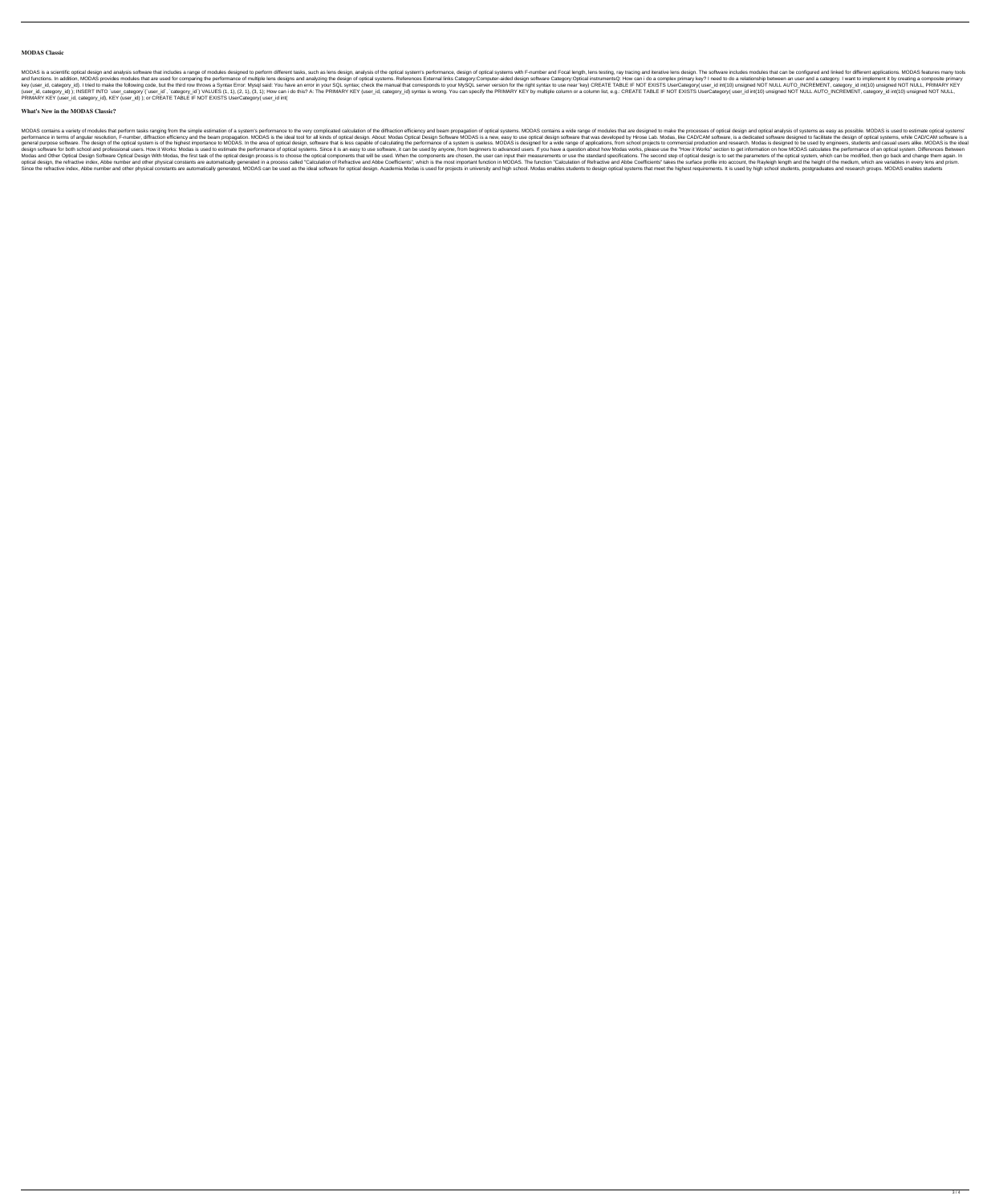# MODAS Classic

MODAS is a scientific optical design and analysis software that includes a range of modules designed to perform different tasks, such as lens design, analysis of the optical system's performance, design of optical systems with F-number and Focal length, lens testing, ray tracing and iterative lens design. The software includes modules that can be configured and linked for different applications. MODAS features many tools and functions. In addition, MODAS provides modules that are used for comparing the performance of multiple lens designs and analyzing the design of optical systems. References External links Category:Computer-aided design software Category:Optical instrumentsQ: How can i do a complex primary key? I need to do a relationship between an user and a category. I want to implement it by creating a composite primary key (user_id, category_id). I tried to make the following code, but the third row throws a Syntax Error: Mysql said: You have an error in your SQL syntax; check the manual that corresponds to your MySQL server version for the right syntax to use near 'key) CREATE TABLE IF NOT EXISTS UserCategory( user_id int(10) unsigned NOT NULL AUTO_INCREMENT, category_id int(10) unsigned NOT NULL, PRIMARY KEY (user_id, category_id) ); INSERT INTO `user_category` (`user_id`, `category_id`) VALUES (1, 1), (2, 1), (3, 1); How can i do this? A: The PRIMARY KEY (user_id, category_id) syntax is wrong. You can specify the PRIMARY KEY by multiple column or a column list, e.g.: CREATE TABLE IF NOT EXISTS UserCategory( user_id int(10) unsigned NOT NULL AUTO_INCREMENT, category_id int(10) unsigned NOT NULL, PRIMARY KEY (user_id, category_id), KEY (user_id) ); or CREATE TABLE IF NOT EXISTS UserCategory( user_id int(

## What's New in the MODAS Classic?

MODAS contains a variety of modules that perform tasks ranging from the simple estimation of a system's performance to the very complicated calculation of the diffraction efficiency and beam propagation of optical systems. MODAS contains a wide range of modules that are designed to make the processes of optical design and optical analysis of systems as easy as possible. MODAS is used to estimate optical systems' performance in terms of angular resolution, F-number, diffraction efficiency and the beam propagation. MODAS is the ideal tool for all kinds of optical design. About: Modas Optical Design Software MODAS is a new, easy to use optical design software that was developed by Hirose Lab. Modas, like CAD/CAM software, is a dedicated software designed to facilitate the design of optical systems, while CAD/CAM software is a general purpose software. The design of the optical system is of the highest importance to MODAS. In the area of optical design, software that is less capable of calculating the performance of a system is useless. MODAS is designed for a wide range of applications, from school projects to commercial production and research. Modas is designed to be used by engineers, students and casual users alike. MODAS is the ideal design software for both school and professional users. How it Works: Modas is used to estimate the performance of optical systems. Since it is an easy to use software, it can be used by anyone, from beginners to advanced users. If you have a question about how Modas works, please use the "How it Works" section to get information on how MODAS calculates the performance of an optical system. Differences Between Modas and Other Optical Design Software Optical Design With Modas, the first task of the optical design process is to choose the optical components that will be used. When the components are chosen, the user can input their measurements or use the standard specifications. The second step of optical design is to set the parameters of the optical system, which can be modified, then go back and change them again. In optical design, the refractive index, Abbe number and other physical constants are automatically generated in a process called "Calculation of Refractive and Abbe Coefficients", which is the most important function in MODAS. The function "Calculation of Refractive and Abbe Coefficients" takes the surface profile into account, the Rayleigh length and the height of the medium, which are variables in every lens and prism. Since the refractive index, Abbe number and other physical constants are automatically generated, MODAS can be used as the ideal software for optical design. Academia Modas is used for projects in university and high school. Modas enables students to design optical systems that meet the highest requirements. It is used by high school students, postgraduates and research groups. MODAS enables students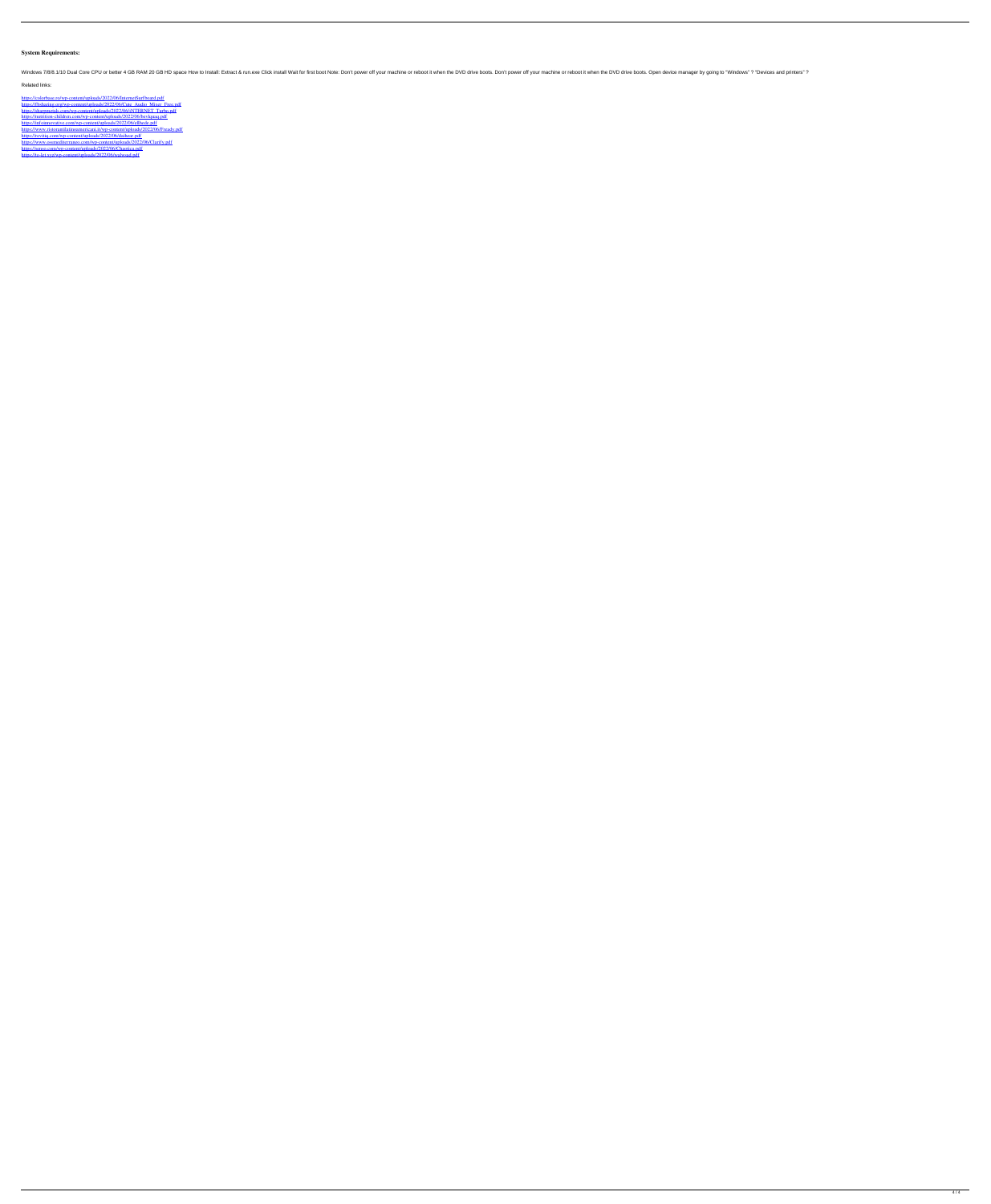**System Requirements:**

Windows 7/8/8.1/10 Dual Core CPU or better 4 GB RAM 20 GB HD space How to Install: Extract & run.exe Click install Wait for first boot Note: Don't power off your machine or reboot it when the DVD drive boots. Don't power off your machine or reboot it when the DVD drive boots. Open device manager by going to "Windows" ? "Devices and printers" ?

Related links:

https://colorbase.ro/wp-content/uploads/2022/06/InternetSurfboard.pdf
https://lfbidding.org/wp-content/uploads/2022/06/Cute_Audio_Mixer_Free.pdf
https://sharpmetals.com/wp-content/uploads/2022/06/INTERNET_Turbo.pdf
https://nutrition-children.com/wp-content/uploads/2022/06/bevkpaag.pdf
http://infoimmovative.com/wp-content/uploads/2022/06/elheale.pdf
https://www.ristorantilatinoamericani.it/wp-content/uploads/2022/06/Fready.pdf
https://revitig.com/wp-content/uploads/2022/06/daheur.pdf
https://www.osomeditarraneo.com/wp-content/uploads/2022/06/Clarify.pdf
https://uenso.com/wp-content/uploads/2022/06/Chaotica.pdf
https://ncjet.xyz/wp-content/uploads/2022/06/walbeaul.pdf